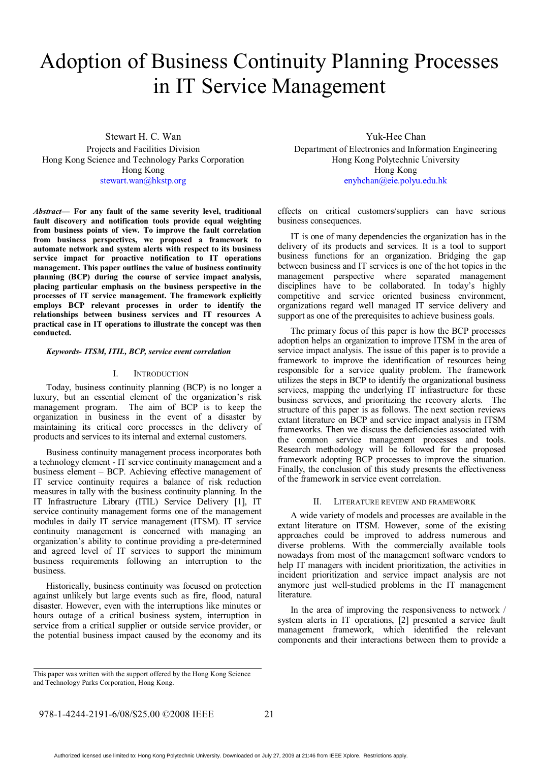# Adoption of Business Continuity Planning Processes in IT Service Management

Stewart H. C. Wan
Projects and Facilities Division
Hong Kong Science and Technology Parks Corporation
Hong Kong
stewart.wan@hkstp.org

Yuk-Hee Chan
Department of Electronics and Information Engineering
Hong Kong Polytechnic University
Hong Kong
enyhchan@eie.polyu.edu.hk

***Abstract*— For any fault of the same severity level, traditional fault discovery and notification tools provide equal weighting from business points of view. To improve the fault correlation from business perspectives, we proposed a framework to automate network and system alerts with respect to its business service impact for proactive notification to IT operations management. This paper outlines the value of business continuity planning (BCP) during the course of service impact analysis, placing particular emphasis on the business perspective in the processes of IT service management. The framework explicitly employs BCP relevant processes in order to identify the relationships between business services and IT resources A practical case in IT operations to illustrate the concept was then conducted.**

***Keywords- ITSM, ITIL, BCP, service event correlation***

## I. Introduction

Today, business continuity planning (BCP) is no longer a luxury, but an essential element of the organization's risk management program. The aim of BCP is to keep the organization in business in the event of a disaster by maintaining its critical core processes in the delivery of products and services to its internal and external customers.

Business continuity management process incorporates both a technology element - IT service continuity management and a business element – BCP. Achieving effective management of IT service continuity requires a balance of risk reduction measures in tally with the business continuity planning. In the IT Infrastructure Library (ITIL) Service Delivery [1], IT service continuity management forms one of the management modules in daily IT service management (ITSM). IT service continuity management is concerned with managing an organization's ability to continue providing a pre-determined and agreed level of IT services to support the minimum business requirements following an interruption to the business.

Historically, business continuity was focused on protection against unlikely but large events such as fire, flood, natural disaster. However, even with the interruptions like minutes or hours outage of a critical business system, interruption in service from a critical supplier or outside service provider, or the potential business impact caused by the economy and its effects on critical customers/suppliers can have serious business consequences.

IT is one of many dependencies the organization has in the delivery of its products and services. It is a tool to support business functions for an organization. Bridging the gap between business and IT services is one of the hot topics in the management perspective where separated management disciplines have to be collaborated. In today's highly competitive and service oriented business environment, organizations regard well managed IT service delivery and support as one of the prerequisites to achieve business goals.

The primary focus of this paper is how the BCP processes adoption helps an organization to improve ITSM in the area of service impact analysis. The issue of this paper is to provide a framework to improve the identification of resources being responsible for a service quality problem. The framework utilizes the steps in BCP to identify the organizational business services, mapping the underlying IT infrastructure for these business services, and prioritizing the recovery alerts. The structure of this paper is as follows. The next section reviews extant literature on BCP and service impact analysis in ITSM frameworks. Then we discuss the deficiencies associated with the common service management processes and tools. Research methodology will be followed for the proposed framework adopting BCP processes to improve the situation. Finally, the conclusion of this study presents the effectiveness of the framework in service event correlation.

## II. Literature Review and Framework

A wide variety of models and processes are available in the extant literature on ITSM. However, some of the existing approaches could be improved to address numerous and diverse problems. With the commercially available tools nowadays from most of the management software vendors to help IT managers with incident prioritization, the activities in incident prioritization and service impact analysis are not anymore just well-studied problems in the IT management literature.

In the area of improving the responsiveness to network / system alerts in IT operations, [2] presented a service fault management framework, which identified the relevant components and their interactions between them to provide a

This paper was written with the support offered by the Hong Kong Science and Technology Parks Corporation, Hong Kong.

978-1-4244-2191-6/08/$25.00 ©2008 IEEE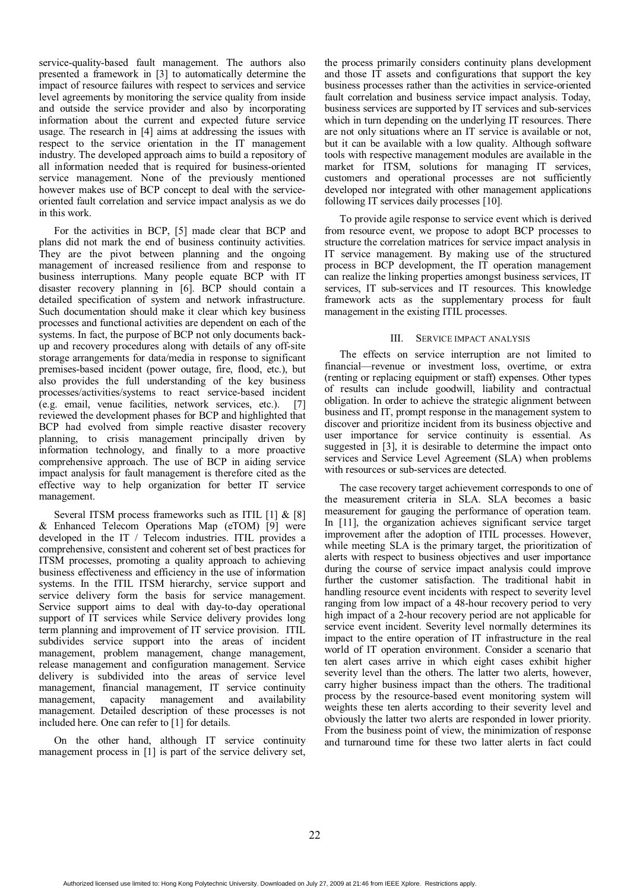service-quality-based fault management. The authors also presented a framework in [3] to automatically determine the impact of resource failures with respect to services and service level agreements by monitoring the service quality from inside and outside the service provider and also by incorporating information about the current and expected future service usage. The research in [4] aims at addressing the issues with respect to the service orientation in the IT management industry. The developed approach aims to build a repository of all information needed that is required for business-oriented service management. None of the previously mentioned however makes use of BCP concept to deal with the service-oriented fault correlation and service impact analysis as we do in this work.

For the activities in BCP, [5] made clear that BCP and plans did not mark the end of business continuity activities. They are the pivot between planning and the ongoing management of increased resilience from and response to business interruptions. Many people equate BCP with IT disaster recovery planning in [6]. BCP should contain a detailed specification of system and network infrastructure. Such documentation should make it clear which key business processes and functional activities are dependent on each of the systems. In fact, the purpose of BCP not only documents back-up and recovery procedures along with details of any off-site storage arrangements for data/media in response to significant premises-based incident (power outage, fire, flood, etc.), but also provides the full understanding of the key business processes/activities/systems to react service-based incident (e.g. email, venue facilities, network services, etc.). [7] reviewed the development phases for BCP and highlighted that BCP had evolved from simple reactive disaster recovery planning, to crisis management principally driven by information technology, and finally to a more proactive comprehensive approach. The use of BCP in aiding service impact analysis for fault management is therefore cited as the effective way to help organization for better IT service management.

Several ITSM process frameworks such as ITIL [1] & [8] & Enhanced Telecom Operations Map (eTOM) [9] were developed in the IT / Telecom industries. ITIL provides a comprehensive, consistent and coherent set of best practices for ITSM processes, promoting a quality approach to achieving business effectiveness and efficiency in the use of information systems. In the ITIL ITSM hierarchy, service support and service delivery form the basis for service management. Service support aims to deal with day-to-day operational support of IT services while Service delivery provides long term planning and improvement of IT service provision. ITIL subdivides service support into the areas of incident management, problem management, change management, release management and configuration management. Service delivery is subdivided into the areas of service level management, financial management, IT service continuity management, capacity management and availability management. Detailed description of these processes is not included here. One can refer to [1] for details.

On the other hand, although IT service continuity management process in [1] is part of the service delivery set, the process primarily considers continuity plans development and those IT assets and configurations that support the key business processes rather than the activities in service-oriented fault correlation and business service impact analysis. Today, business services are supported by IT services and sub-services which in turn depending on the underlying IT resources. There are not only situations where an IT service is available or not, but it can be available with a low quality. Although software tools with respective management modules are available in the market for ITSM, solutions for managing IT services, customers and operational processes are not sufficiently developed nor integrated with other management applications following IT services daily processes [10].

To provide agile response to service event which is derived from resource event, we propose to adopt BCP processes to structure the correlation matrices for service impact analysis in IT service management. By making use of the structured process in BCP development, the IT operation management can realize the linking properties amongst business services, IT services, IT sub-services and IT resources. This knowledge framework acts as the supplementary process for fault management in the existing ITIL processes.

## III. Service impact analysis

The effects on service interruption are not limited to financial—revenue or investment loss, overtime, or extra (renting or replacing equipment or staff) expenses. Other types of results can include goodwill, liability and contractual obligation. In order to achieve the strategic alignment between business and IT, prompt response in the management system to discover and prioritize incident from its business objective and user importance for service continuity is essential. As suggested in [3], it is desirable to determine the impact onto services and Service Level Agreement (SLA) when problems with resources or sub-services are detected.

The case recovery target achievement corresponds to one of the measurement criteria in SLA. SLA becomes a basic measurement for gauging the performance of operation team. In [11], the organization achieves significant service target improvement after the adoption of ITIL processes. However, while meeting SLA is the primary target, the prioritization of alerts with respect to business objectives and user importance during the course of service impact analysis could improve further the customer satisfaction. The traditional habit in handling resource event incidents with respect to severity level ranging from low impact of a 48-hour recovery period to very high impact of a 2-hour recovery period are not applicable for service event incident. Severity level normally determines its impact to the entire operation of IT infrastructure in the real world of IT operation environment. Consider a scenario that ten alert cases arrive in which eight cases exhibit higher severity level than the others. The latter two alerts, however, carry higher business impact than the others. The traditional process by the resource-based event monitoring system will weights these ten alerts according to their severity level and obviously the latter two alerts are responded in lower priority. From the business point of view, the minimization of response and turnaround time for these two latter alerts in fact could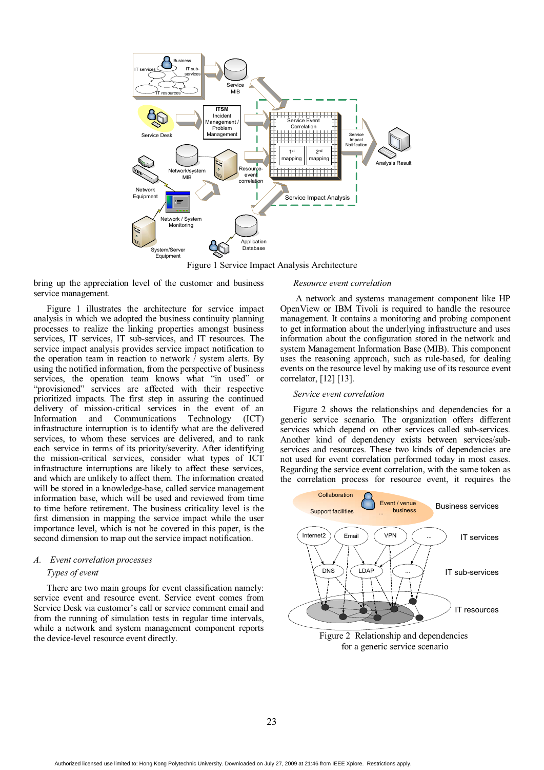Figure 1 Service Impact Analysis Architecture

bring up the appreciation level of the customer and business service management.

Figure 1 illustrates the architecture for service impact analysis in which we adopted the business continuity planning processes to realize the linking properties amongst business services, IT services, IT sub-services, and IT resources. The service impact analysis provides service impact notification to the operation team in reaction to network / system alerts. By using the notified information, from the perspective of business services, the operation team knows what "in used" or "provisioned" services are affected with their respective prioritized impacts. The first step in assuring the continued delivery of mission-critical services in the event of an Information and Communications Technology (ICT) infrastructure interruption is to identify what are the delivered services, to whom these services are delivered, and to rank each service in terms of its priority/severity. After identifying the mission-critical services, consider what types of ICT infrastructure interruptions are likely to affect these services, and which are unlikely to affect them. The information created will be stored in a knowledge-base, called service management information base, which will be used and reviewed from time to time before retirement. The business criticality level is the first dimension in mapping the service impact while the user importance level, which is not be covered in this paper, is the second dimension to map out the service impact notification.

### *A. Event correlation processes*

*Types of event*

There are two main groups for event classification namely: service event and resource event. Service event comes from Service Desk via customer's call or service comment email and from the running of simulation tests in regular time intervals, while a network and system management component reports the device-level resource event directly.

*Resource event correlation*

A network and systems management component like HP OpenView or IBM Tivoli is required to handle the resource management. It contains a monitoring and probing component to get information about the underlying infrastructure and uses information about the configuration stored in the network and system Management Information Base (MIB). This component uses the reasoning approach, such as rule-based, for dealing events on the resource level by making use of its resource event correlator, [12] [13].

*Service event correlation*

Figure 2 shows the relationships and dependencies for a generic service scenario. The organization offers different services which depend on other services called sub-services. Another kind of dependency exists between services/sub-services and resources. These two kinds of dependencies are not used for event correlation performed today in most cases. Regarding the service event correlation, with the same token as the correlation process for resource event, it requires the

Figure 2 Relationship and dependencies for a generic service scenario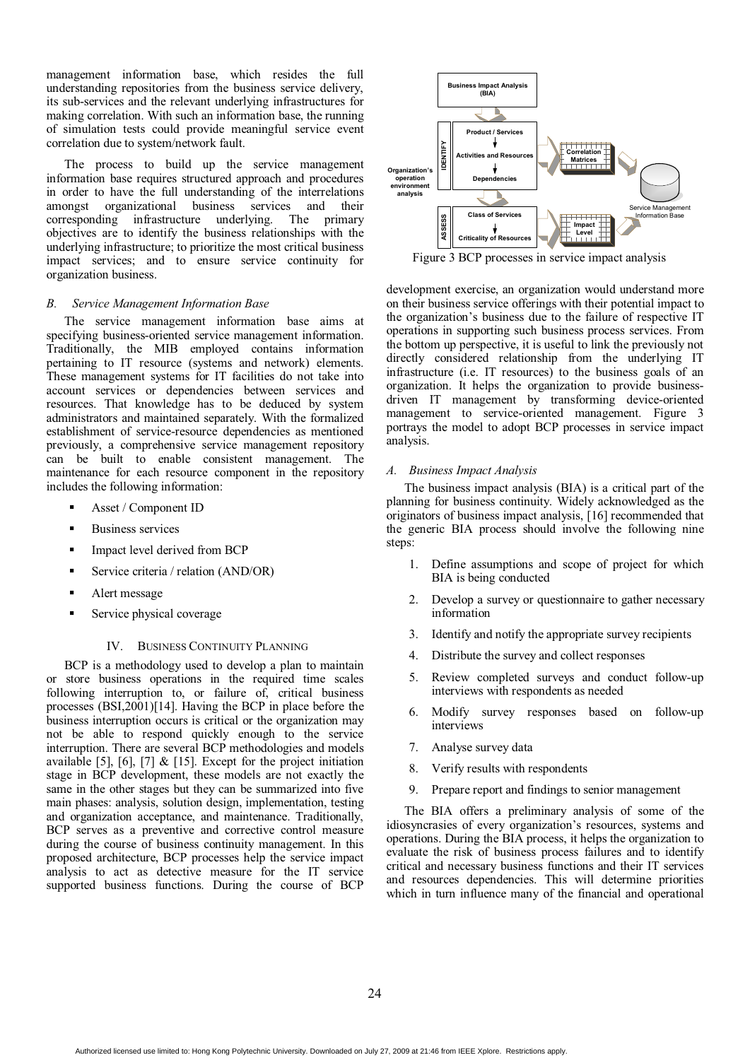management information base, which resides the full understanding repositories from the business service delivery, its sub-services and the relevant underlying infrastructures for making correlation. With such an information base, the running of simulation tests could provide meaningful service event correlation due to system/network fault.

The process to build up the service management information base requires structured approach and procedures in order to have the full understanding of the interrelations amongst organizational business services and their corresponding infrastructure underlying. The primary objectives are to identify the business relationships with the underlying infrastructure; to prioritize the most critical business impact services; and to ensure service continuity for organization business.

### *B. Service Management Information Base*

The service management information base aims at specifying business-oriented service management information. Traditionally, the MIB employed contains information pertaining to IT resource (systems and network) elements. These management systems for IT facilities do not take into account services or dependencies between services and resources. That knowledge has to be deduced by system administrators and maintained separately. With the formalized establishment of service-resource dependencies as mentioned previously, a comprehensive service management repository can be built to enable consistent management. The maintenance for each resource component in the repository includes the following information:

- Asset / Component ID
- Business services
- Impact level derived from BCP
- Service criteria / relation (AND/OR)
- Alert message
- Service physical coverage

## IV. Business Continuity Planning

BCP is a methodology used to develop a plan to maintain or store business operations in the required time scales following interruption to, or failure of, critical business processes (BSI,2001)[14]. Having the BCP in place before the business interruption occurs is critical or the organization may not be able to respond quickly enough to the service interruption. There are several BCP methodologies and models available [5], [6], [7] & [15]. Except for the project initiation stage in BCP development, these models are not exactly the same in the other stages but they can be summarized into five main phases: analysis, solution design, implementation, testing and organization acceptance, and maintenance. Traditionally, BCP serves as a preventive and corrective control measure during the course of business continuity management. In this proposed architecture, BCP processes help the service impact analysis to act as detective measure for the IT service supported business functions. During the course of BCP development exercise, an organization would understand more on their business service offerings with their potential impact to the organization's business due to the failure of respective IT operations in supporting such business process services. From the bottom up perspective, it is useful to link the previously not directly considered relationship from the underlying IT infrastructure (i.e. IT resources) to the business goals of an organization. It helps the organization to provide business-driven IT management by transforming device-oriented management to service-oriented management. Figure 3 portrays the model to adopt BCP processes in service impact analysis.

Figure 3 BCP processes in service impact analysis

### *A. Business Impact Analysis*

The business impact analysis (BIA) is a critical part of the planning for business continuity. Widely acknowledged as the originators of business impact analysis, [16] recommended that the generic BIA process should involve the following nine steps:

1. Define assumptions and scope of project for which BIA is being conducted
2. Develop a survey or questionnaire to gather necessary information
3. Identify and notify the appropriate survey recipients
4. Distribute the survey and collect responses
5. Review completed surveys and conduct follow-up interviews with respondents as needed
6. Modify survey responses based on follow-up interviews
7. Analyse survey data
8. Verify results with respondents
9. Prepare report and findings to senior management

The BIA offers a preliminary analysis of some of the idiosyncrasies of every organization's resources, systems and operations. During the BIA process, it helps the organization to evaluate the risk of business process failures and to identify critical and necessary business functions and their IT services and resources dependencies. This will determine priorities which in turn influence many of the financial and operational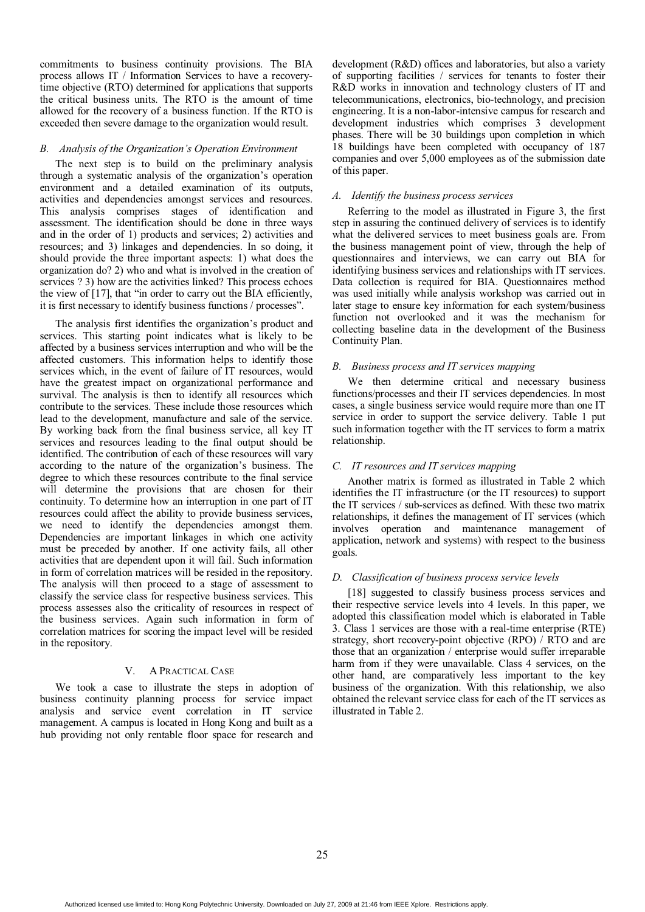commitments to business continuity provisions. The BIA process allows IT / Information Services to have a recovery-time objective (RTO) determined for applications that supports the critical business units. The RTO is the amount of time allowed for the recovery of a business function. If the RTO is exceeded then severe damage to the organization would result.

### *B. Analysis of the Organization's Operation Environment*

The next step is to build on the preliminary analysis through a systematic analysis of the organization's operation environment and a detailed examination of its outputs, activities and dependencies amongst services and resources. This analysis comprises stages of identification and assessment. The identification should be done in three ways and in the order of 1) products and services; 2) activities and resources; and 3) linkages and dependencies. In so doing, it should provide the three important aspects: 1) what does the organization do? 2) who and what is involved in the creation of services ? 3) how are the activities linked? This process echoes the view of [17], that "in order to carry out the BIA efficiently, it is first necessary to identify business functions / processes".

The analysis first identifies the organization's product and services. This starting point indicates what is likely to be affected by a business services interruption and who will be the affected customers. This information helps to identify those services which, in the event of failure of IT resources, would have the greatest impact on organizational performance and survival. The analysis is then to identify all resources which contribute to the services. These include those resources which lead to the development, manufacture and sale of the service. By working back from the final business service, all key IT services and resources leading to the final output should be identified. The contribution of each of these resources will vary according to the nature of the organization's business. The degree to which these resources contribute to the final service will determine the provisions that are chosen for their continuity. To determine how an interruption in one part of IT resources could affect the ability to provide business services, we need to identify the dependencies amongst them. Dependencies are important linkages in which one activity must be preceded by another. If one activity fails, all other activities that are dependent upon it will fail. Such information in form of correlation matrices will be resided in the repository. The analysis will then proceed to a stage of assessment to classify the service class for respective business services. This process assesses also the criticality of resources in respect of the business services. Again such information in form of correlation matrices for scoring the impact level will be resided in the repository.

## V. A Practical Case

We took a case to illustrate the steps in adoption of business continuity planning process for service impact analysis and service event correlation in IT service management. A campus is located in Hong Kong and built as a hub providing not only rentable floor space for research and development (R&D) offices and laboratories, but also a variety of supporting facilities / services for tenants to foster their R&D works in innovation and technology clusters of IT and telecommunications, electronics, bio-technology, and precision engineering. It is a non-labor-intensive campus for research and development industries which comprises 3 development phases. There will be 30 buildings upon completion in which 18 buildings have been completed with occupancy of 187 companies and over 5,000 employees as of the submission date of this paper.

### *A. Identify the business process services*

Referring to the model as illustrated in Figure 3, the first step in assuring the continued delivery of services is to identify what the delivered services to meet business goals are. From the business management point of view, through the help of questionnaires and interviews, we can carry out BIA for identifying business services and relationships with IT services. Data collection is required for BIA. Questionnaires method was used initially while analysis workshop was carried out in later stage to ensure key information for each system/business function not overlooked and it was the mechanism for collecting baseline data in the development of the Business Continuity Plan.

### *B. Business process and IT services mapping*

We then determine critical and necessary business functions/processes and their IT services dependencies. In most cases, a single business service would require more than one IT service in order to support the service delivery. Table 1 put such information together with the IT services to form a matrix relationship.

### *C. IT resources and IT services mapping*

Another matrix is formed as illustrated in Table 2 which identifies the IT infrastructure (or the IT resources) to support the IT services / sub-services as defined. With these two matrix relationships, it defines the management of IT services (which involves operation and maintenance management of application, network and systems) with respect to the business goals.

### *D. Classification of business process service levels*

[18] suggested to classify business process services and their respective service levels into 4 levels. In this paper, we adopted this classification model which is elaborated in Table 3. Class 1 services are those with a real-time enterprise (RTE) strategy, short recovery-point objective (RPO) / RTO and are those that an organization / enterprise would suffer irreparable harm from if they were unavailable. Class 4 services, on the other hand, are comparatively less important to the key business of the organization. With this relationship, we also obtained the relevant service class for each of the IT services as illustrated in Table 2.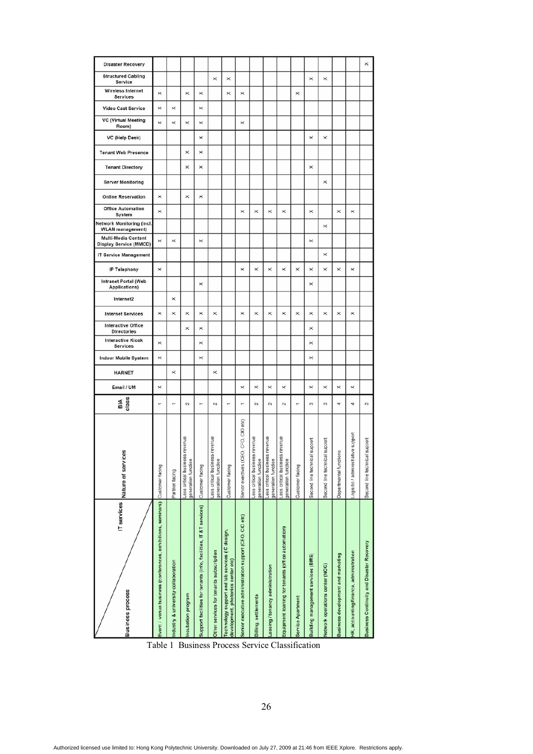| Business process \ IT services | Nature of services | BIA class | Email / UM | HARNET | Indoor Mobile System | Interactive Kiosk Services | Interactive Office Directories | Internet Services | Internet2 | Intranet Portal (Web Applications) | IP Telephony | IT Service Management | Multi-Media Content Display Service (MMCD) | Network Monitoring (incl. WLAN management) | Office Automation System | Online Reservation | Server Monitoring | Tenant Directory | Tenant Web Presence | VC (Help Desk) | VC (Virtual Meeting Room) | Video Cast Service | Wireless Internet Services | Structured Cabling Service | Disaster Recovery |
|---|---|---|---|---|---|---|---|---|---|---|---|---|---|---|---|---|---|---|---|---|---|---|---|---|---|
| Event / venue business (conferences, exhibitions, seminars) | Customer facing | 1 | x | | x | x | | x | | | x | | x | | x | x | | | | | x | x | x | | |
| Industry & university collaboration | Partner facing | 1 | | x | | | | x | x | | | | x | | | | | | | | x | x | | | |
| Incubation program | Less critical business revenue generation function | 2 | | | | | x | x | | | | | | | | x | | x | x | | x | | x | | |
| Support facilities for tenants (info, facilities, IT & T services) | Customer facing | 1 | | | x | x | x | x | | x | | | x | | | x | | x | x | x | x | x | x | | |
| Other services for tenants subscription | Less critical business revenue generation function | 2 | | x | | | | x | | | | | | | | | | | | | | | | x | |
| Technology support and lab services (IC design, development, photonics center etc) | Customer facing | 1 | | | | | | | | | | | | | | | | | | | | | x | x | |
| Senior executive administration support (CEO, CIO etc) | Senior executives (CEO, CFO, DIO etc) | 1 | x | | | | | x | | | x | | | | x | | | | | | x | | x | | |
| Billing, settlements | Less critical business revenue generation function | 2 | x | | | | | x | | | x | | | | x | | | | | | | | | | |
| Leasing / tenancy administration | Less critical business revenue generation function | 2 | x | | | | | x | | | x | | | | x | | | | | | | | | | |
| Equipment loaning for tenants (office automation) | Less critical business revenue generation function | 2 | x | | | | | x | | | x | | | | x | | | | | | | | | | |
| Service Apartment | Customer facing | 1 | | | | | | x | | | x | | | | | | | | | | | | x | | |
| Building management services (BMS) | Second line technical support | 3 | x | | x | x | x | x | | x | x | | x | | x | | | x | | x | | | | x | |
| Network operations center (NOC) | Second line technical support | 3 | x | | | | | x | | | x | x | | x | | | x | | | x | | | | x | |
| Business development and marketing | Departmental functions | 4 | x | | | | | x | | | x | | | | x | | | | | | | | | | |
| HR, accounting/finance, administration | Logistic / administrative support | 4 | x | | | | | x | | | x | | | | x | | | | | | | | | | |
| Business Continuity and Disaster Recovery | Second line technical support | 3 | | | | | | | | | | | | | | | | | | | | | | | x |

Table 1 Business Process Service Classification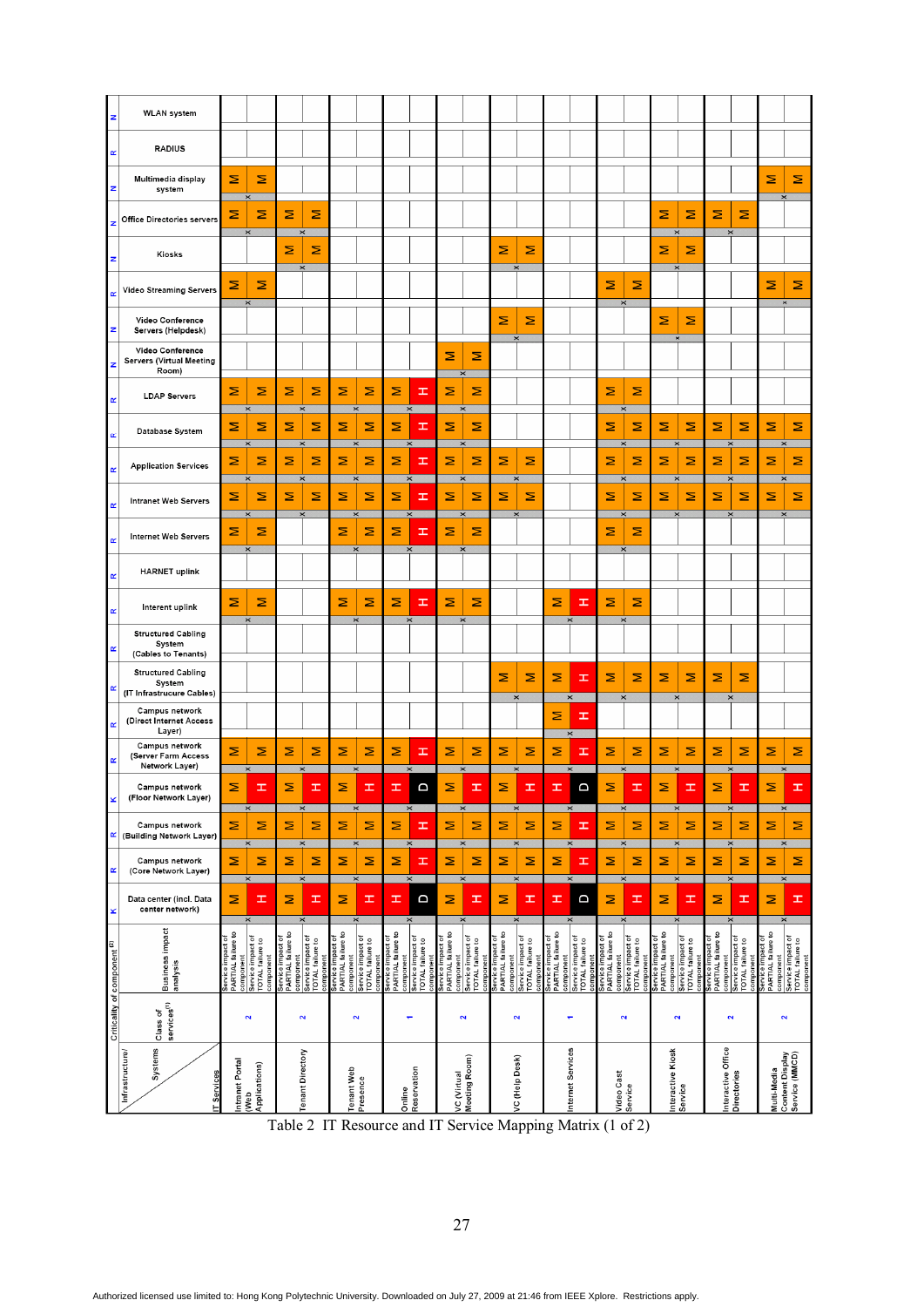| Infrastructure/Systems | Criticality of component [2] | Intranet Portal (Web Applications) | | Tenant Directory | | Tenant Web Presence | | Online Reservation | | VC (Virtual Meeting Room) | | VC (Help Desk) | | Internet Services | | Video Cast Service | | Interactive Kiosk Service | | Interactive Office Directories | | Multi-Media Content Display Service (MMCD) | |
|---|---|---|---|---|---|---|---|---|---|---|---|---|---|---|---|---|---|---|---|---|---|---|---|
| Business impact analysis | | Service impact of PARTIAL failure to component | Service impact of TOTAL failure to component | Service impact of PARTIAL failure to component | Service impact of TOTAL failure to component | Service impact of PARTIAL failure to component | Service impact of TOTAL failure to component | Service impact of PARTIAL failure to component | Service impact of TOTAL failure to component | Service impact of PARTIAL failure to component | Service impact of TOTAL failure to component | Service impact of PARTIAL failure to component | Service impact of TOTAL failure to component | Service impact of PARTIAL failure to component | Service impact of TOTAL failure to component | Service impact of PARTIAL failure to component | Service impact of TOTAL failure to component | Service impact of PARTIAL failure to component | Service impact of TOTAL failure to component | Service impact of PARTIAL failure to component | Service impact of TOTAL failure to component | Service impact of PARTIAL failure to component | Service impact of TOTAL failure to component |
| Class of services [1] | | 2 | | 2 | | 2 | | 1 | | 2 | | 2 | | 1 | | 2 | | 2 | | 2 | | 2 | |
| Data center (incl. Data center network) | K | M | H | M | H | M | H | H | D | M | H | M | H | H | D | M | H | M | H | M | H | M | H |
| Campus network (Core Network Layer) | R | M | M | M | M | M | M | M | H | M | M | M | M | M | H | M | M | M | M | M | M | M | M |
| Campus network (Building Network Layer) | R | M | M | M | M | M | M | M | H | M | M | M | M | M | H | M | M | M | M | M | M | M | M |
| Campus network (Floor Network Layer) | K | M | H | M | H | M | H | H | D | M | H | M | H | H | D | M | H | M | H | M | H | M | H |
| Campus network (Server Farm Access Network Layer) | R | M | M | M | M | M | M | M | H | M | M | M | M | M | H | M | M | M | M | M | M | M | M |
| Campus network (Direct Internet Access Layer) | R | | | | | | | | | | | | | M | H | | | | | | | | |
| Structured Cabling System (IT Infrastrucure Cables) | R | | | | | | | | | | | M | M | M | H | M | M | M | M | M | M | | |
| Structured Cabling System (Cables to Tenants) | R | | | | | | | | | | | | | | | | | | | | | | |
| Interent uplink | R | M | M | | | M | M | M | H | M | M | | | M | H | M | M | | | | | | |
| HARNET uplink | R | | | | | | | | | | | | | | | | | | | | | | |
| Internet Web Servers | R | M | M | | | M | M | M | H | M | M | | | | | M | M | | | | | | |
| Intranet Web Servers | R | M | M | M | M | M | M | M | H | M | M | M | M | | | M | M | M | M | M | M | M | M |
| Application Services | R | M | M | M | M | M | M | M | H | M | M | M | M | | | M | M | M | M | M | M | M | M |
| Database System | R | M | M | M | M | M | M | M | H | M | M | | | | | M | M | M | M | M | M | M | M |
| LDAP Servers | R | M | M | M | M | M | M | M | H | M | M | | | | | M | M | | | | | | |
| Video Conference Servers (Virtual Meeting Room) | N | | | | | | | | | M | M | | | | | | | | | | | | |
| Video Conference Servers (Helpdesk) | N | | | | | | | | | | | M | M | | | | | M | M | | | | |
| Video Streaming Servers | R | M | M | | | | | | | | | | | | | M | M | | | | | M | M |
| Kiosks | N | | | M | M | | | | | | | M | M | | | | | M | M | | | | |
| Office Directories servers | N | M | M | M | M | | | | | | | | | | | | | M | M | M | M | | |
| Multimedia display system | N | M | M | | | | | | | | | | | | | | | | | | | M | M |
| RADIUS | R | | | | | | | | | | | | | | | | | | | | | | |
| WLAN system | N | | | | | | | | | | | | | | | | | | | | | | |

Table 2 IT Resource and IT Service Mapping Matrix (1 of 2)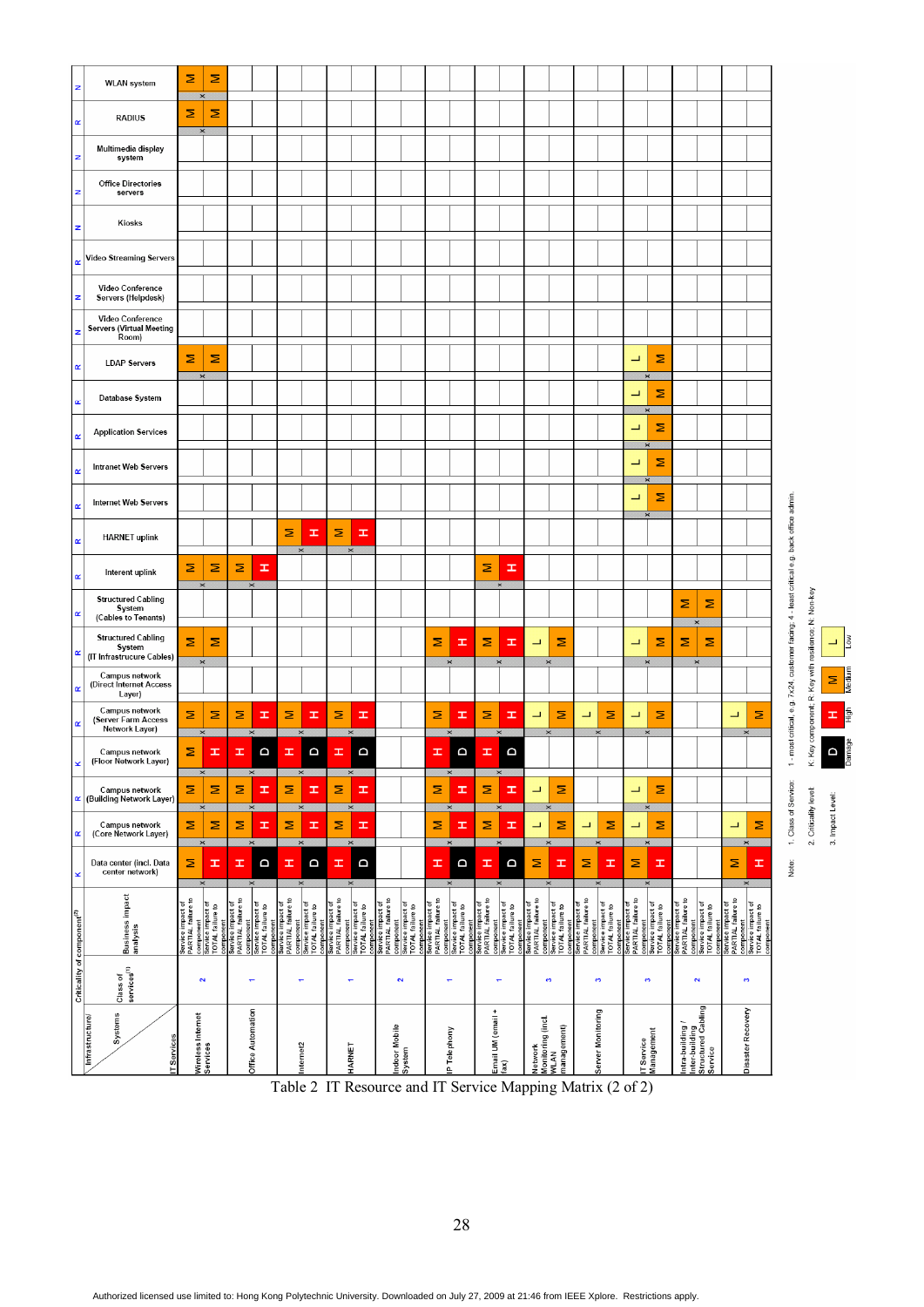| Infrastructure/ Systems / IT Services | Class of services[1] | Business impact analysis | Data center (incl. Data center network) | Campus network (Core Network Layer) | Campus network (Building Network Layer) | Campus network (Floor Network Layer) | Campus network (Server Farm Access Network Layer) | Campus network (Direct Internet Access Layer) | Structured Cabling System (IT Infrastructure Cables) | Structured Cabling System (Cables to Tenants) | Interent uplink | HARNET uplink | Internet Web Servers | Intranet Web Servers | Application Services | Database System | LDAP Servers | Video Conference Servers (Virtual Meeting Room) | Video Conference Servers (Helpdesk) | Video Streaming Servers | Kiosks | Office Directories servers | Multimedia display system | RADIUS | WLAN system |
|---|---|---|---|---|---|---|---|---|---|---|---|---|---|---|---|---|---|---|---|---|---|---|---|---|---|
| Criticality of component[2] | | | K | R | R | K | R | R | R | R | R | R | R | R | R | R | R | N | N | R | N | N | N | R | N |
| Wireless Internet Services | 2 | Service impact of PARTIAL failure to component | M | M | M | M | M | | M | | M | | | | | | M | | | | | | | M | M |
| | | Service impact of TOTAL failure to component | H | M | M | H | M | | M | | M | | | | | | M | | | | | | | M | M |
| Office Automation | 1 | Service impact of PARTIAL failure to component | H | M | M | H | M | | | | M | | | | | | | | | | | | | | |
| | | Service impact of TOTAL failure to component | D | H | H | D | H | | | | H | | | | | | | | | | | | | | |
| Internet2 | 1 | Service impact of PARTIAL failure to component | H | M | M | H | M | | | | | M | | | | | | | | | | | | | |
| | | Service impact of TOTAL failure to component | D | H | H | D | H | | | | | H | | | | | | | | | | | | | |
| HARNET | 1 | Service impact of PARTIAL failure to component | H | M | M | H | M | | | | | M | | | | | | | | | | | | | |
| | | Service impact of TOTAL failure to component | D | H | H | D | H | | | | | H | | | | | | | | | | | | | |
| Indoor Mobile System | 2 | Service impact of PARTIAL failure to component | | | | | | | | | | | | | | | | | | | | | | | |
| | | Service impact of TOTAL failure to component | | | | | | | | | | | | | | | | | | | | | | | |
| IP Telephony | 1 | Service impact of PARTIAL failure to component | H | M | M | H | M | | M | | | | | | | | | | | | | | | | |
| | | Service impact of TOTAL failure to component | D | H | H | D | H | | H | | | | | | | | | | | | | | | | |
| Email UM (email + fax) | 1 | Service impact of PARTIAL failure to component | H | M | M | H | M | | M | | M | | | | | | | | | | | | | | |
| | | Service impact of TOTAL failure to component | D | H | H | D | H | | H | | H | | | | | | | | | | | | | | |
| Network Monitoring (incl. WLAN management) | 3 | Service impact of PARTIAL failure to component | M | L | L | | L | | L | | | | | | | | | | | | | | | | |
| | | Service impact of TOTAL failure to component | H | M | M | | M | | M | | | | | | | | | | | | | | | | |
| Server Monitoring | 3 | Service impact of PARTIAL failure to component | M | L | | | L | | | | | | | | | | | | | | | | | | |
| | | Service impact of TOTAL failure to component | H | M | | | M | | | | | | | | | | | | | | | | | | |
| IT Service Management | 3 | Service impact of PARTIAL failure to component | M | L | L | | L | | L | | | | L | L | L | L | L | | | | | | | | |
| | | Service impact of TOTAL failure to component | H | M | M | | M | | M | | | | M | M | M | M | M | | | | | | | | |
| Intra-building / Inter-building Structured Cabling Service | 2 | Service impact of PARTIAL failure to component | | | | | | | M | M | | | | | | | | | | | | | | | |
| | | Service impact of TOTAL failure to component | | | | | | | M | M | | | | | | | | | | | | | | | |
| Disaster Recovery | 3 | Service impact of PARTIAL failure to component | M | L | | | L | | | | | | | | | | | | | | | | | | |
| | | Service impact of TOTAL failure to component | H | M | | | M | | | | | | | | | | | | | | | | | | |

Note:
1. Class of Service: 1 - most critical, e.g. 7x24, customer facing; 4 - least critical e.g. back office admin.
2. Criticality level: K: Key component; R: Key with resilience; N: Non-key
3. Impact Level: D Damage; H High; M Medium; L Low

Table 2 IT Resource and IT Service Mapping Matrix (2 of 2)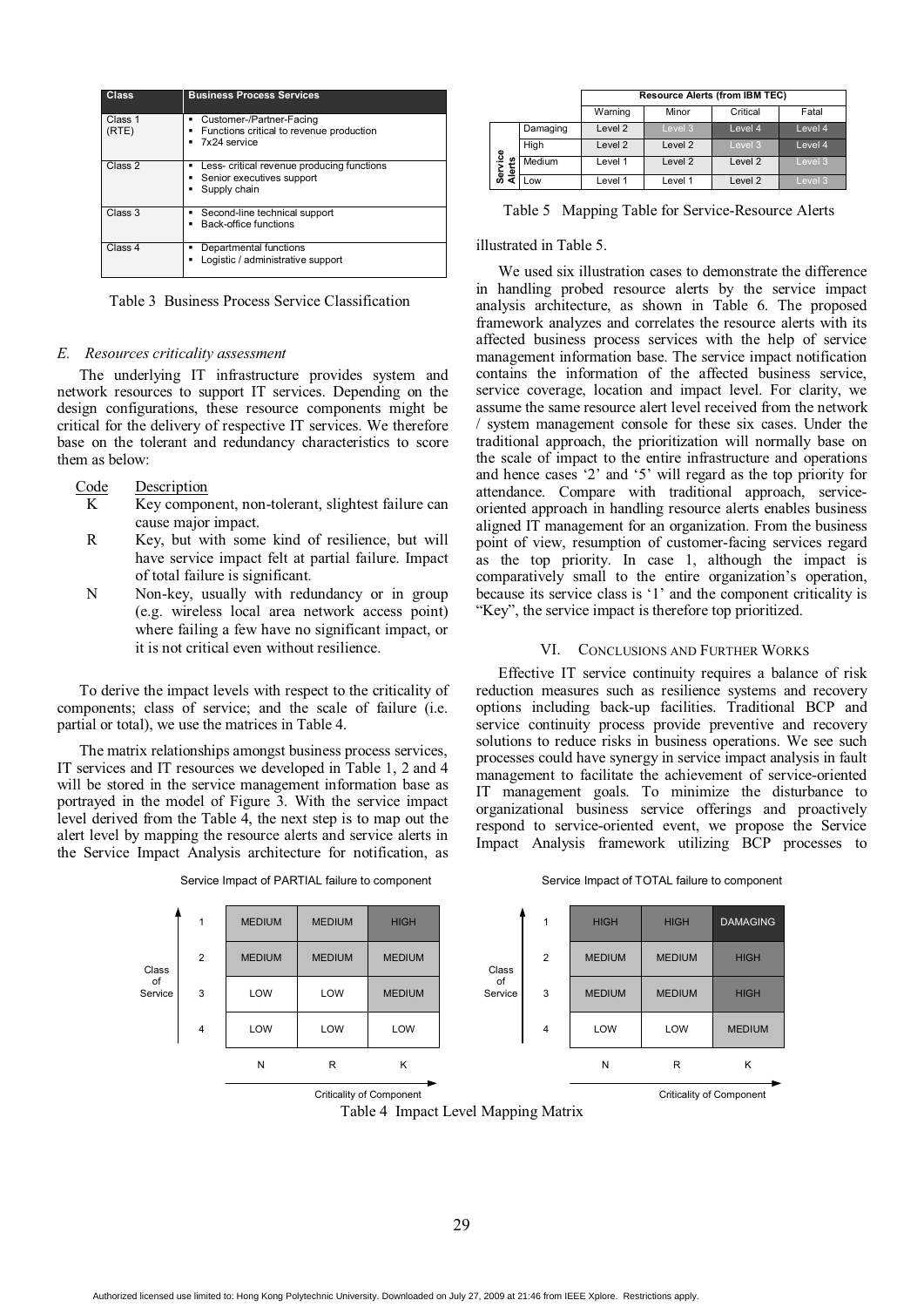| Class | Business Process Services |
|---|---|
| Class 1 (RTE) | ▪ Customer-/Partner-Facing ▪ Functions critical to revenue production ▪ 7x24 service |
| Class 2 | ▪ Less- critical revenue producing functions ▪ Senior executives support ▪ Supply chain |
| Class 3 | ▪ Second-line technical support ▪ Back-office functions |
| Class 4 | ▪ Departmental functions ▪ Logistic / administrative support |

Table 3 Business Process Service Classification

### E. Resources criticality assessment

The underlying IT infrastructure provides system and network resources to support IT services. Depending on the design configurations, these resource components might be critical for the delivery of respective IT services. We therefore base on the tolerant and redundancy characteristics to score them as below:

| Code | Description |
|---|---|
| K | Key component, non-tolerant, slightest failure can cause major impact. |
| R | Key, but with some kind of resilience, but will have service impact felt at partial failure. Impact of total failure is significant. |
| N | Non-key, usually with redundancy or in group (e.g. wireless local area network access point) where failing a few have no significant impact, or it is not critical even without resilience. |

To derive the impact levels with respect to the criticality of components; class of service; and the scale of failure (i.e. partial or total), we use the matrices in Table 4.

The matrix relationships amongst business process services, IT services and IT resources we developed in Table 1, 2 and 4 will be stored in the service management information base as portrayed in the model of Figure 3. With the service impact level derived from the Table 4, the next step is to map out the alert level by mapping the resource alerts and service alerts in the Service Impact Analysis architecture for notification, as illustrated in Table 5.

Service Impact of PARTIAL failure to component

| Class of Service | N | R | K |
|---|---|---|---|
| 1 | MEDIUM | MEDIUM | HIGH |
| 2 | MEDIUM | MEDIUM | MEDIUM |
| 3 | LOW | LOW | MEDIUM |
| 4 | LOW | LOW | LOW |

Service Impact of TOTAL failure to component

| Class of Service | N | R | K |
|---|---|---|---|
| 1 | HIGH | HIGH | DAMAGING |
| 2 | MEDIUM | MEDIUM | HIGH |
| 3 | MEDIUM | MEDIUM | HIGH |
| 4 | LOW | LOW | MEDIUM |

(Horizontal axis: Criticality of Component)

Table 4 Impact Level Mapping Matrix

| Service Alerts | Resource Alerts (from IBM TEC) | | | |
|---|---|---|---|---|
| | Warning | Minor | Critical | Fatal |
| Damaging | Level 2 | Level 3 | Level 4 | Level 4 |
| High | Level 2 | Level 2 | Level 3 | Level 4 |
| Medium | Level 1 | Level 2 | Level 2 | Level 3 |
| Low | Level 1 | Level 1 | Level 2 | Level 3 |

Table 5 Mapping Table for Service-Resource Alerts

We used six illustration cases to demonstrate the difference in handling probed resource alerts by the service impact analysis architecture, as shown in Table 6. The proposed framework analyzes and correlates the resource alerts with its affected business process services with the help of service management information base. The service impact notification contains the information of the affected business service, service coverage, location and impact level. For clarity, we assume the same resource alert level received from the network / system management console for these six cases. Under the traditional approach, the prioritization will normally base on the scale of impact to the entire infrastructure and operations and hence cases '2' and '5' will regard as the top priority for attendance. Compare with traditional approach, service-oriented approach in handling resource alerts enables business aligned IT management for an organization. From the business point of view, resumption of customer-facing services regard as the top priority. In case 1, although the impact is comparatively small to the entire organization's operation, because its service class is '1' and the component criticality is "Key", the service impact is therefore top prioritized.

## VI. Conclusions and Further Works

Effective IT service continuity requires a balance of risk reduction measures such as resilience systems and recovery options including back-up facilities. Traditional BCP and service continuity process provide preventive and recovery solutions to reduce risks in business operations. We see such processes could have synergy in service impact analysis in fault management to facilitate the achievement of service-oriented IT management goals. To minimize the disturbance to organizational business service offerings and proactively respond to service-oriented event, we propose the Service Impact Analysis framework utilizing BCP processes to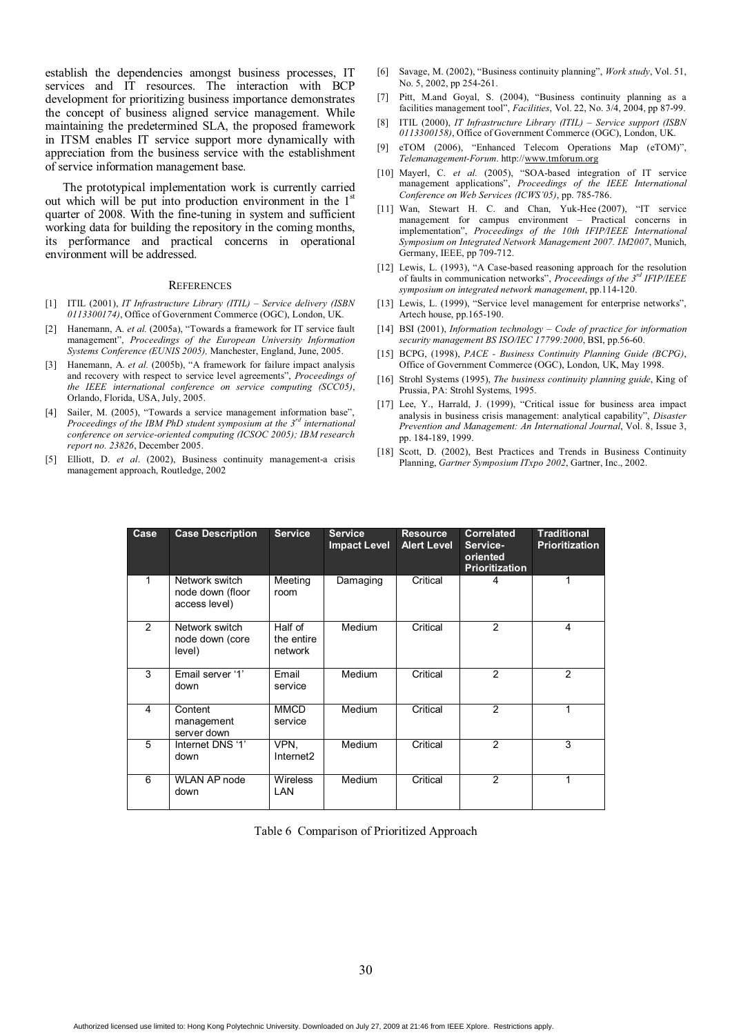establish the dependencies amongst business processes, IT services and IT resources. The interaction with BCP development for prioritizing business importance demonstrates the concept of business aligned service management. While maintaining the predetermined SLA, the proposed framework in ITSM enables IT service support more dynamically with appreciation from the business service with the establishment of service information management base.

The prototypical implementation work is currently carried out which will be put into production environment in the 1st quarter of 2008. With the fine-tuning in system and sufficient working data for building the repository in the coming months, its performance and practical concerns in operational environment will be addressed.

## REFERENCES

[1] ITIL (2001), *IT Infrastructure Library (ITIL) – Service delivery (ISBN 0113300174)*, Office of Government Commerce (OGC), London, UK.

[2] Hanemann, A. *et al.* (2005a), "Towards a framework for IT service fault management", *Proceedings of the European University Information Systems Conference (EUNIS 2005),* Manchester, England, June, 2005.

[3] Hanemann, A. *et al.* (2005b), "A framework for failure impact analysis and recovery with respect to service level agreements", *Proceedings of the IEEE international conference on service computing (SCC05)*, Orlando, Florida, USA, July, 2005.

[4] Sailer, M. (2005), "Towards a service management information base", *Proceedings of the IBM PhD student symposium at the 3rd international conference on service-oriented computing (ICSOC 2005); IBM research report no. 23826*, December 2005.

[5] Elliott, D. *et al.* (2002), Business continuity management-a crisis management approach, Routledge, 2002

[6] Savage, M. (2002), "Business continuity planning", *Work study*, Vol. 51, No. 5, 2002, pp 254-261.

[7] Pitt, M.and Goyal, S. (2004), "Business continuity planning as a facilities management tool", *Facilities*, Vol. 22, No. 3/4, 2004, pp 87-99.

[8] ITIL (2000), *IT Infrastructure Library (ITIL) – Service support (ISBN 0113300158)*, Office of Government Commerce (OGC), London, UK.

[9] eTOM (2006), "Enhanced Telecom Operations Map (eTOM)", *Telemanagement-Forum*. http://www.tmforum.org

[10] Mayerl, C. *et al.* (2005), "SOA-based integration of IT service management applications", *Proceedings of the IEEE International Conference on Web Services (ICWS'05)*, pp. 785-786.

[11] Wan, Stewart H. C. and Chan, Yuk-Hee (2007), "IT service management for campus environment – Practical concerns in implementation", *Proceedings of the 10th IFIP/IEEE International Symposium on Integrated Network Management 2007. IM2007*, Munich, Germany, IEEE, pp 709-712.

[12] Lewis, L. (1993), "A Case-based reasoning approach for the resolution of faults in communication networks", *Proceedings of the 3rd IFIP/IEEE symposium on integrated network management*, pp.114-120.

[13] Lewis, L. (1999), "Service level management for enterprise networks", Artech house, pp.165-190.

[14] BSI (2001), *Information technology – Code of practice for information security management BS ISO/IEC 17799:2000*, BSI, pp.56-60.

[15] BCPG, (1998), *PACE - Business Continuity Planning Guide (BCPG)*, Office of Government Commerce (OGC), London, UK, May 1998.

[16] Strohl Systems (1995), *The business continuity planning guide*, King of Prussia, PA: Strohl Systems, 1995.

[17] Lee, Y., Harrald, J. (1999), "Critical issue for business area impact analysis in business crisis management: analytical capability", *Disaster Prevention and Management: An International Journal*, Vol. 8, Issue 3, pp. 184-189, 1999.

[18] Scott, D. (2002), Best Practices and Trends in Business Continuity Planning, *Gartner Symposium ITxpo 2002*, Gartner, Inc., 2002.

| Case | Case Description | Service | Service Impact Level | Resource Alert Level | Correlated Service-oriented Prioritization | Traditional Prioritization |
|---|---|---|---|---|---|---|
| 1 | Network switch node down (floor access level) | Meeting room | Damaging | Critical | 4 | 1 |
| 2 | Network switch node down (core level) | Half of the entire network | Medium | Critical | 2 | 4 |
| 3 | Email server '1' down | Email service | Medium | Critical | 2 | 2 |
| 4 | Content management server down | MMCD service | Medium | Critical | 2 | 1 |
| 5 | Internet DNS '1' down | VPN, Internet2 | Medium | Critical | 2 | 3 |
| 6 | WLAN AP node down | Wireless LAN | Medium | Critical | 2 | 1 |

Table 6 Comparison of Prioritized Approach